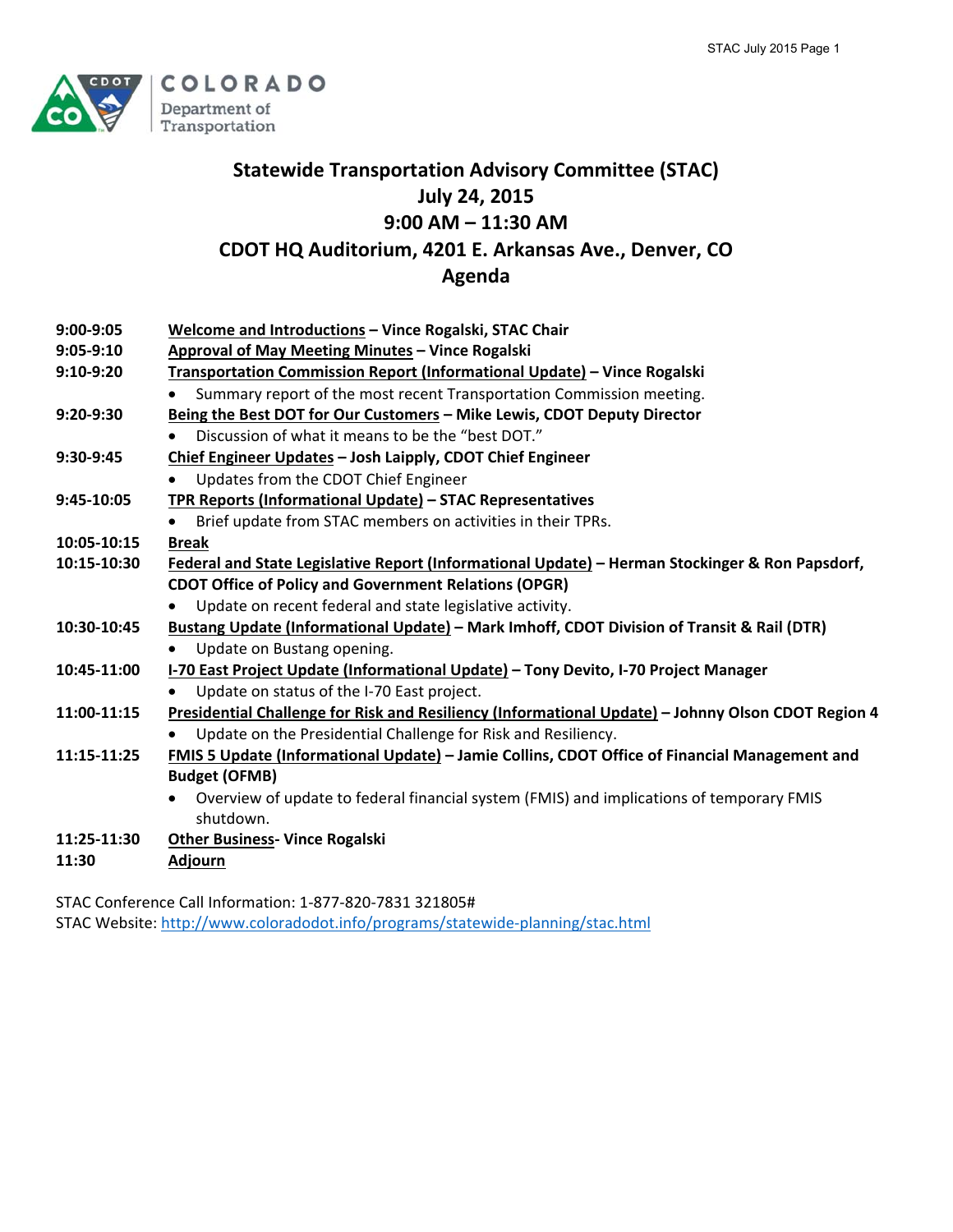COLORADO
Department of Transportation

# Statewide Transportation Advisory Committee (STAC)
## July 24, 2015
## 9:00 AM – 11:30 AM
## CDOT HQ Auditorium, 4201 E. Arkansas Ave., Denver, CO
## Agenda

| | |
|---|---|
| **9:00-9:05** | **Welcome and Introductions – Vince Rogalski, STAC Chair** |
| **9:05-9:10** | **Approval of May Meeting Minutes – Vince Rogalski** |
| **9:10-9:20** | **Transportation Commission Report (Informational Update) – Vince Rogalski**<br>• Summary report of the most recent Transportation Commission meeting. |
| **9:20-9:30** | **Being the Best DOT for Our Customers – Mike Lewis, CDOT Deputy Director**<br>• Discussion of what it means to be the "best DOT." |
| **9:30-9:45** | **Chief Engineer Updates – Josh Laipply, CDOT Chief Engineer**<br>• Updates from the CDOT Chief Engineer |
| **9:45-10:05** | **TPR Reports (Informational Update) – STAC Representatives**<br>• Brief update from STAC members on activities in their TPRs. |
| **10:05-10:15** | **Break** |
| **10:15-10:30** | **Federal and State Legislative Report (Informational Update) – Herman Stockinger & Ron Papsdorf, CDOT Office of Policy and Government Relations (OPGR)**<br>• Update on recent federal and state legislative activity. |
| **10:30-10:45** | **Bustang Update (Informational Update) – Mark Imhoff, CDOT Division of Transit & Rail (DTR)**<br>• Update on Bustang opening. |
| **10:45-11:00** | **I-70 East Project Update (Informational Update) – Tony Devito, I-70 Project Manager**<br>• Update on status of the I-70 East project. |
| **11:00-11:15** | **Presidential Challenge for Risk and Resiliency (Informational Update) – Johnny Olson CDOT Region 4**<br>• Update on the Presidential Challenge for Risk and Resiliency. |
| **11:15-11:25** | **FMIS 5 Update (Informational Update) – Jamie Collins, CDOT Office of Financial Management and Budget (OFMB)**<br>• Overview of update to federal financial system (FMIS) and implications of temporary FMIS shutdown. |
| **11:25-11:30** | **Other Business- Vince Rogalski** |
| **11:30** | **Adjourn** |

STAC Conference Call Information: 1-877-820-7831 321805#
STAC Website: http://www.coloradodot.info/programs/statewide-planning/stac.html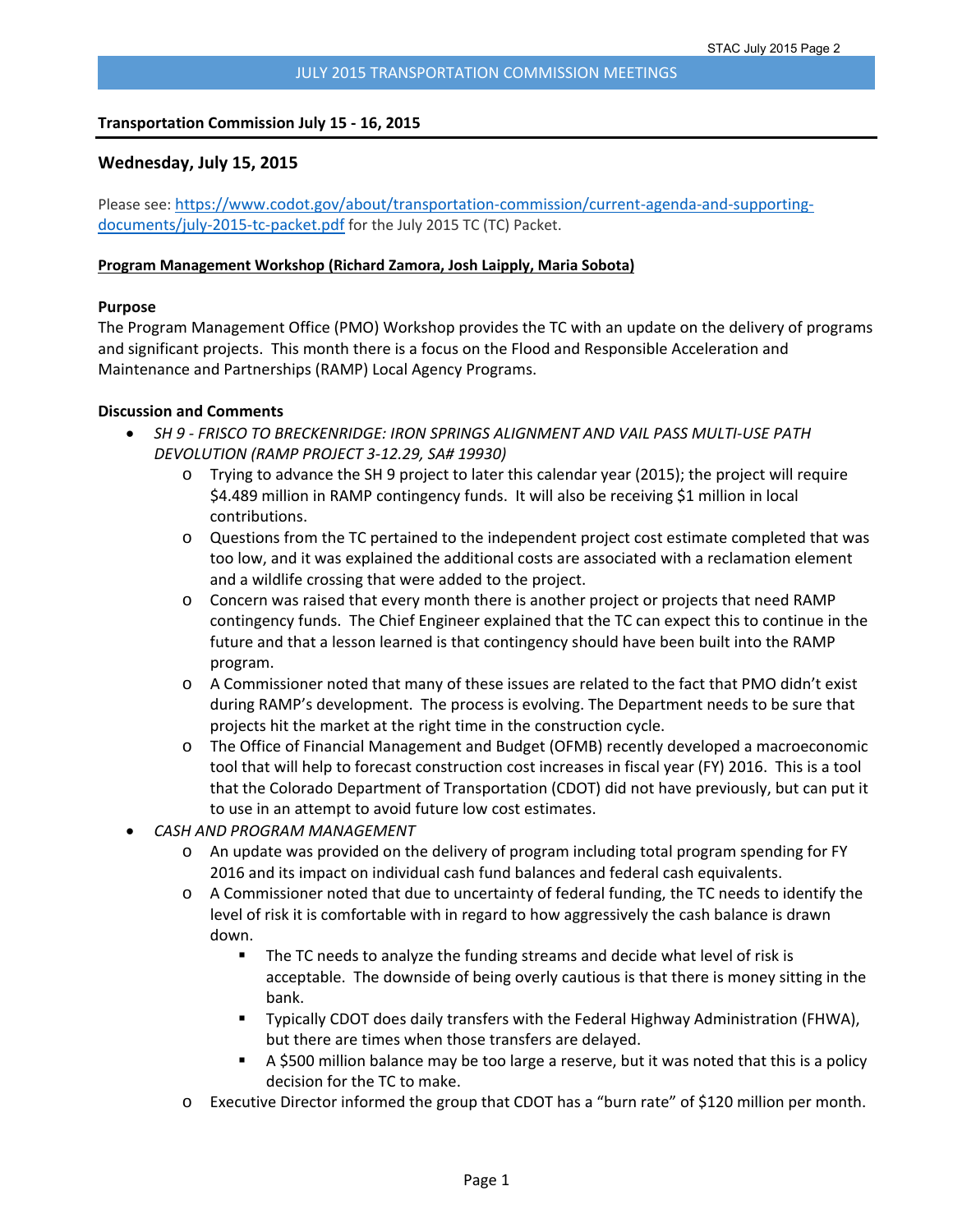JULY 2015 TRANSPORTATION COMMISSION MEETINGS

**Transportation Commission July 15 - 16, 2015**

## Wednesday, July 15, 2015

Please see: [https://www.codot.gov/about/transportation-commission/current-agenda-and-supporting-documents/july-2015-tc-packet.pdf](https://www.codot.gov/about/transportation-commission/current-agenda-and-supporting-documents/july-2015-tc-packet.pdf) for the July 2015 TC (TC) Packet.

**Program Management Workshop (Richard Zamora, Josh Laipply, Maria Sobota)**

**Purpose**

The Program Management Office (PMO) Workshop provides the TC with an update on the delivery of programs and significant projects. This month there is a focus on the Flood and Responsible Acceleration and Maintenance and Partnerships (RAMP) Local Agency Programs.

**Discussion and Comments**

- *SH 9 - FRISCO TO BRECKENRIDGE: IRON SPRINGS ALIGNMENT AND VAIL PASS MULTI-USE PATH DEVOLUTION (RAMP PROJECT 3-12.29, SA# 19930)*
  - Trying to advance the SH 9 project to later this calendar year (2015); the project will require \$4.489 million in RAMP contingency funds. It will also be receiving \$1 million in local contributions.
  - Questions from the TC pertained to the independent project cost estimate completed that was too low, and it was explained the additional costs are associated with a reclamation element and a wildlife crossing that were added to the project.
  - Concern was raised that every month there is another project or projects that need RAMP contingency funds. The Chief Engineer explained that the TC can expect this to continue in the future and that a lesson learned is that contingency should have been built into the RAMP program.
  - A Commissioner noted that many of these issues are related to the fact that PMO didn't exist during RAMP's development. The process is evolving. The Department needs to be sure that projects hit the market at the right time in the construction cycle.
  - The Office of Financial Management and Budget (OFMB) recently developed a macroeconomic tool that will help to forecast construction cost increases in fiscal year (FY) 2016. This is a tool that the Colorado Department of Transportation (CDOT) did not have previously, but can put it to use in an attempt to avoid future low cost estimates.
- *CASH AND PROGRAM MANAGEMENT*
  - An update was provided on the delivery of program including total program spending for FY 2016 and its impact on individual cash fund balances and federal cash equivalents.
  - A Commissioner noted that due to uncertainty of federal funding, the TC needs to identify the level of risk it is comfortable with in regard to how aggressively the cash balance is drawn down.
    - The TC needs to analyze the funding streams and decide what level of risk is acceptable. The downside of being overly cautious is that there is money sitting in the bank.
    - Typically CDOT does daily transfers with the Federal Highway Administration (FHWA), but there are times when those transfers are delayed.
    - A \$500 million balance may be too large a reserve, but it was noted that this is a policy decision for the TC to make.
  - Executive Director informed the group that CDOT has a "burn rate" of \$120 million per month.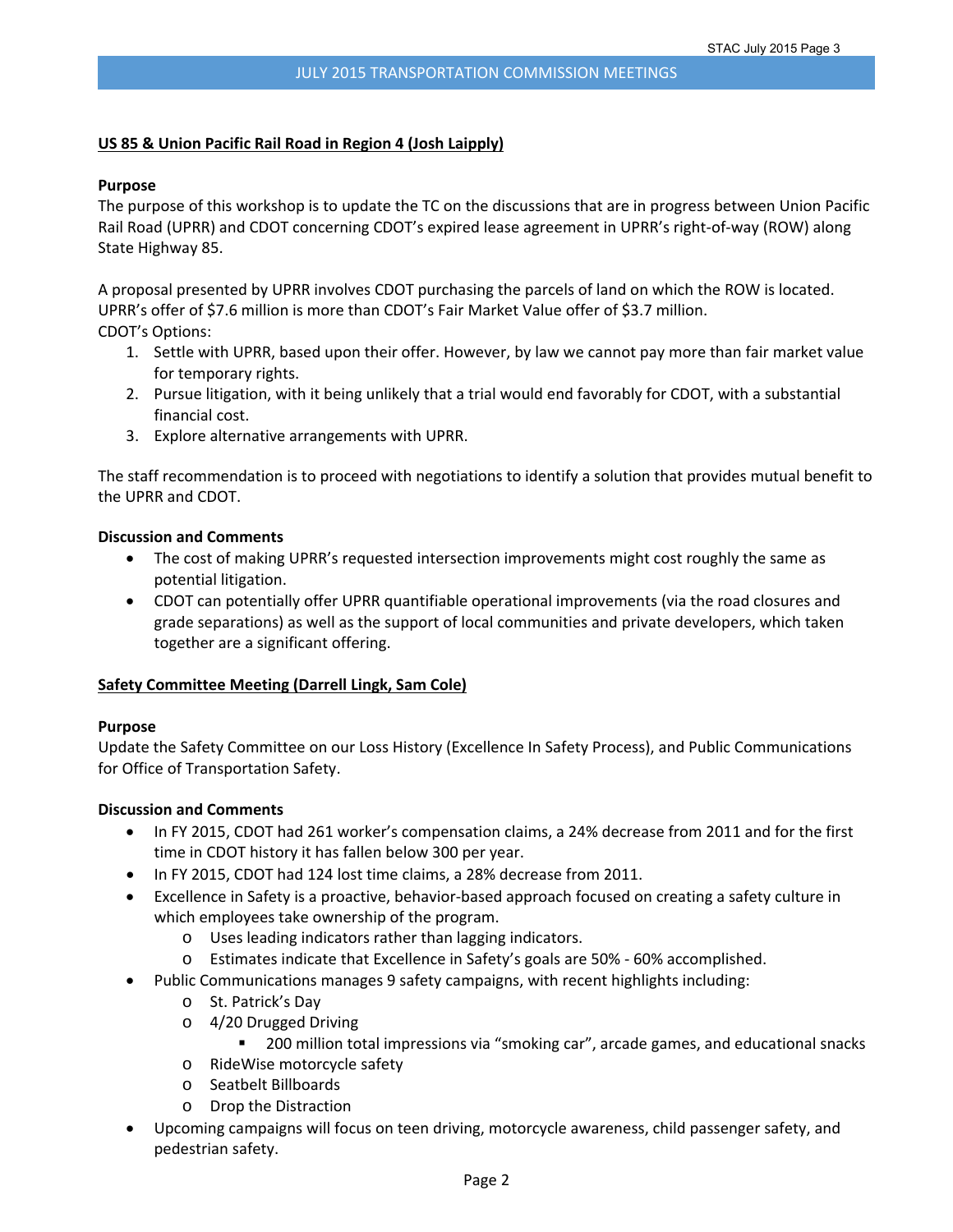## US 85 & Union Pacific Rail Road in Region 4 (Josh Laipply)

**Purpose**

The purpose of this workshop is to update the TC on the discussions that are in progress between Union Pacific Rail Road (UPRR) and CDOT concerning CDOT's expired lease agreement in UPRR's right-of-way (ROW) along State Highway 85.

A proposal presented by UPRR involves CDOT purchasing the parcels of land on which the ROW is located. UPRR's offer of $7.6 million is more than CDOT's Fair Market Value offer of $3.7 million.

CDOT's Options:

1. Settle with UPRR, based upon their offer. However, by law we cannot pay more than fair market value for temporary rights.
2. Pursue litigation, with it being unlikely that a trial would end favorably for CDOT, with a substantial financial cost.
3. Explore alternative arrangements with UPRR.

The staff recommendation is to proceed with negotiations to identify a solution that provides mutual benefit to the UPRR and CDOT.

**Discussion and Comments**

- The cost of making UPRR's requested intersection improvements might cost roughly the same as potential litigation.
- CDOT can potentially offer UPRR quantifiable operational improvements (via the road closures and grade separations) as well as the support of local communities and private developers, which taken together are a significant offering.

## Safety Committee Meeting (Darrell Lingk, Sam Cole)

**Purpose**

Update the Safety Committee on our Loss History (Excellence In Safety Process), and Public Communications for Office of Transportation Safety.

**Discussion and Comments**

- In FY 2015, CDOT had 261 worker's compensation claims, a 24% decrease from 2011 and for the first time in CDOT history it has fallen below 300 per year.
- In FY 2015, CDOT had 124 lost time claims, a 28% decrease from 2011.
- Excellence in Safety is a proactive, behavior-based approach focused on creating a safety culture in which employees take ownership of the program.
  - Uses leading indicators rather than lagging indicators.
  - Estimates indicate that Excellence in Safety's goals are 50% - 60% accomplished.
- Public Communications manages 9 safety campaigns, with recent highlights including:
  - St. Patrick's Day
  - 4/20 Drugged Driving
    - 200 million total impressions via "smoking car", arcade games, and educational snacks
  - RideWise motorcycle safety
  - Seatbelt Billboards
  - Drop the Distraction
- Upcoming campaigns will focus on teen driving, motorcycle awareness, child passenger safety, and pedestrian safety.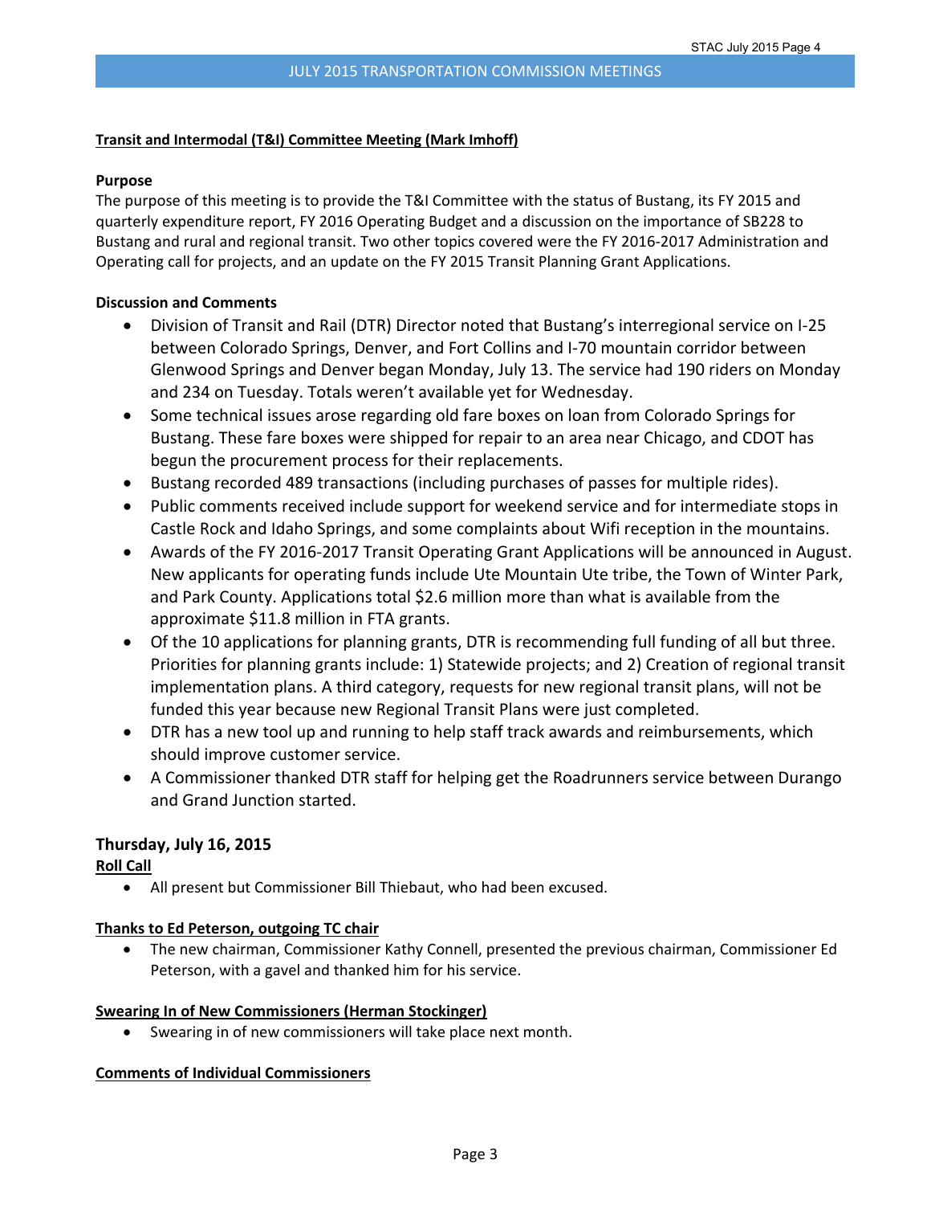**Transit and Intermodal (T&I) Committee Meeting (Mark Imhoff)**

**Purpose**

The purpose of this meeting is to provide the T&I Committee with the status of Bustang, its FY 2015 and quarterly expenditure report, FY 2016 Operating Budget and a discussion on the importance of SB228 to Bustang and rural and regional transit. Two other topics covered were the FY 2016-2017 Administration and Operating call for projects, and an update on the FY 2015 Transit Planning Grant Applications.

**Discussion and Comments**

- Division of Transit and Rail (DTR) Director noted that Bustang's interregional service on I-25 between Colorado Springs, Denver, and Fort Collins and I-70 mountain corridor between Glenwood Springs and Denver began Monday, July 13. The service had 190 riders on Monday and 234 on Tuesday. Totals weren't available yet for Wednesday.
- Some technical issues arose regarding old fare boxes on loan from Colorado Springs for Bustang. These fare boxes were shipped for repair to an area near Chicago, and CDOT has begun the procurement process for their replacements.
- Bustang recorded 489 transactions (including purchases of passes for multiple rides).
- Public comments received include support for weekend service and for intermediate stops in Castle Rock and Idaho Springs, and some complaints about Wifi reception in the mountains.
- Awards of the FY 2016-2017 Transit Operating Grant Applications will be announced in August. New applicants for operating funds include Ute Mountain Ute tribe, the Town of Winter Park, and Park County. Applications total $2.6 million more than what is available from the approximate $11.8 million in FTA grants.
- Of the 10 applications for planning grants, DTR is recommending full funding of all but three. Priorities for planning grants include: 1) Statewide projects; and 2) Creation of regional transit implementation plans. A third category, requests for new regional transit plans, will not be funded this year because new Regional Transit Plans were just completed.
- DTR has a new tool up and running to help staff track awards and reimbursements, which should improve customer service.
- A Commissioner thanked DTR staff for helping get the Roadrunners service between Durango and Grand Junction started.

## Thursday, July 16, 2015

**Roll Call**

- All present but Commissioner Bill Thiebaut, who had been excused.

**Thanks to Ed Peterson, outgoing TC chair**

- The new chairman, Commissioner Kathy Connell, presented the previous chairman, Commissioner Ed Peterson, with a gavel and thanked him for his service.

**Swearing In of New Commissioners (Herman Stockinger)**

- Swearing in of new commissioners will take place next month.

**Comments of Individual Commissioners**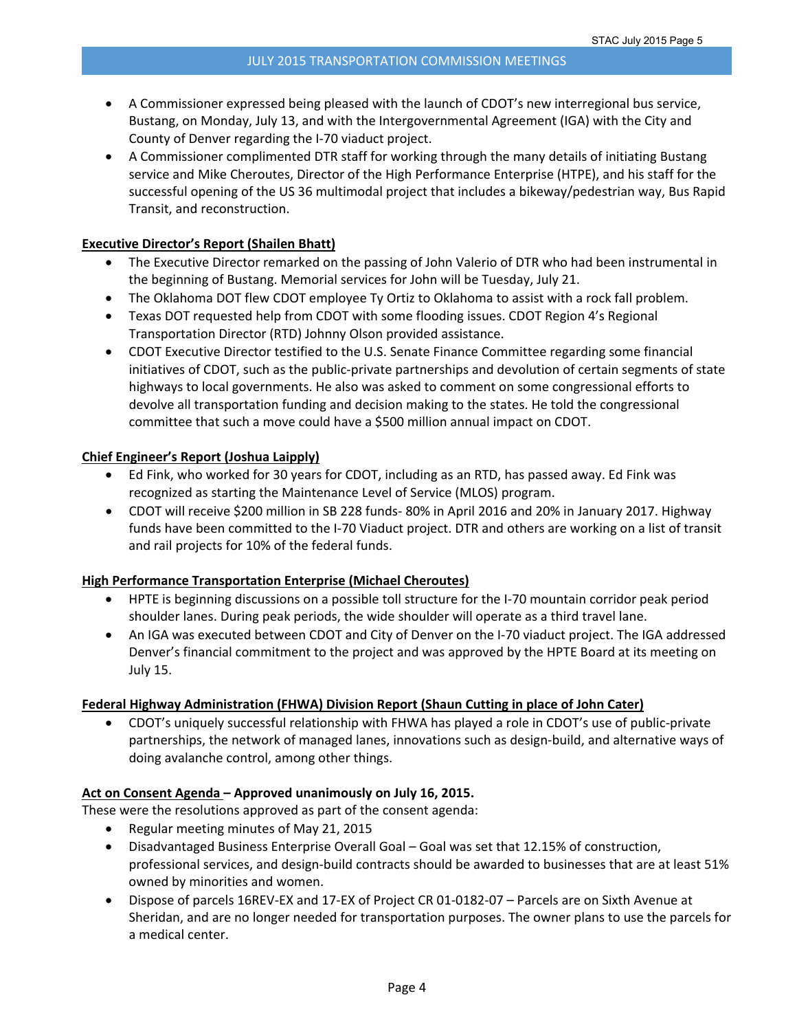- A Commissioner expressed being pleased with the launch of CDOT's new interregional bus service, Bustang, on Monday, July 13, and with the Intergovernmental Agreement (IGA) with the City and County of Denver regarding the I-70 viaduct project.
- A Commissioner complimented DTR staff for working through the many details of initiating Bustang service and Mike Cheroutes, Director of the High Performance Enterprise (HTPE), and his staff for the successful opening of the US 36 multimodal project that includes a bikeway/pedestrian way, Bus Rapid Transit, and reconstruction.

**Executive Director's Report (Shailen Bhatt)**

- The Executive Director remarked on the passing of John Valerio of DTR who had been instrumental in the beginning of Bustang. Memorial services for John will be Tuesday, July 21.
- The Oklahoma DOT flew CDOT employee Ty Ortiz to Oklahoma to assist with a rock fall problem.
- Texas DOT requested help from CDOT with some flooding issues. CDOT Region 4's Regional Transportation Director (RTD) Johnny Olson provided assistance.
- CDOT Executive Director testified to the U.S. Senate Finance Committee regarding some financial initiatives of CDOT, such as the public-private partnerships and devolution of certain segments of state highways to local governments. He also was asked to comment on some congressional efforts to devolve all transportation funding and decision making to the states. He told the congressional committee that such a move could have a $500 million annual impact on CDOT.

**Chief Engineer's Report (Joshua Laipply)**

- Ed Fink, who worked for 30 years for CDOT, including as an RTD, has passed away. Ed Fink was recognized as starting the Maintenance Level of Service (MLOS) program.
- CDOT will receive $200 million in SB 228 funds- 80% in April 2016 and 20% in January 2017. Highway funds have been committed to the I-70 Viaduct project. DTR and others are working on a list of transit and rail projects for 10% of the federal funds.

**High Performance Transportation Enterprise (Michael Cheroutes)**

- HPTE is beginning discussions on a possible toll structure for the I-70 mountain corridor peak period shoulder lanes. During peak periods, the wide shoulder will operate as a third travel lane.
- An IGA was executed between CDOT and City of Denver on the I-70 viaduct project. The IGA addressed Denver's financial commitment to the project and was approved by the HPTE Board at its meeting on July 15.

**Federal Highway Administration (FHWA) Division Report (Shaun Cutting in place of John Cater)**

- CDOT's uniquely successful relationship with FHWA has played a role in CDOT's use of public-private partnerships, the network of managed lanes, innovations such as design-build, and alternative ways of doing avalanche control, among other things.

**Act on Consent Agenda – Approved unanimously on July 16, 2015.**

These were the resolutions approved as part of the consent agenda:

- Regular meeting minutes of May 21, 2015
- Disadvantaged Business Enterprise Overall Goal – Goal was set that 12.15% of construction, professional services, and design-build contracts should be awarded to businesses that are at least 51% owned by minorities and women.
- Dispose of parcels 16REV-EX and 17-EX of Project CR 01-0182-07 – Parcels are on Sixth Avenue at Sheridan, and are no longer needed for transportation purposes. The owner plans to use the parcels for a medical center.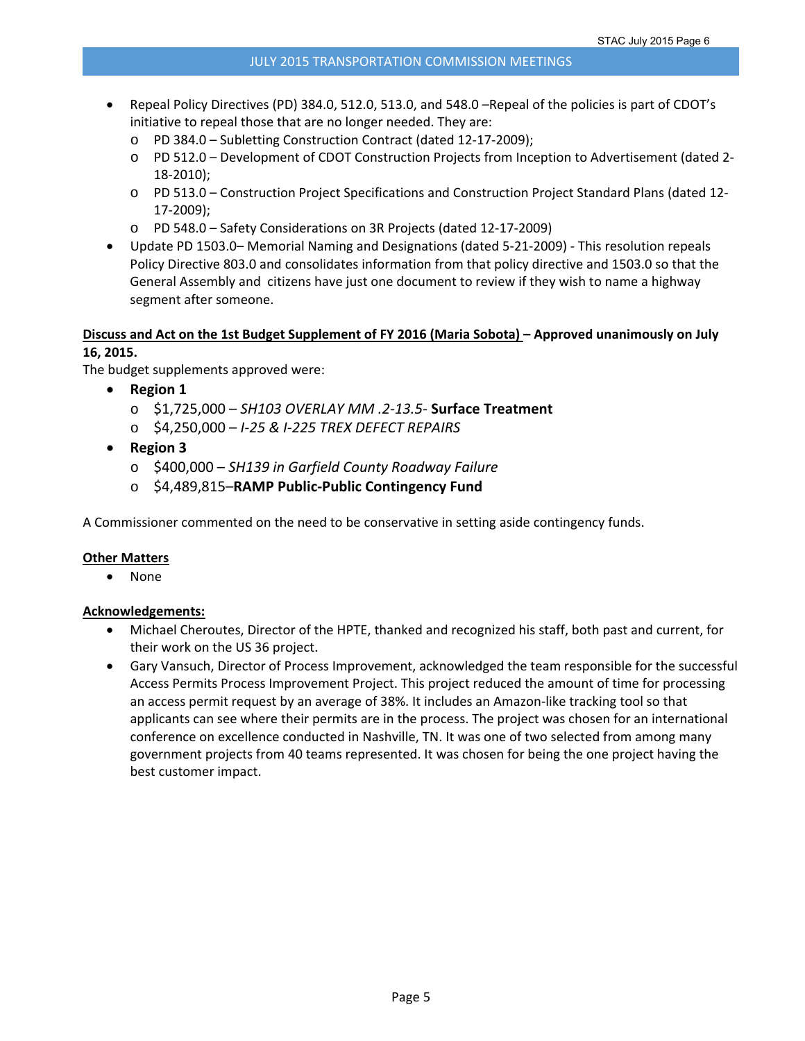- Repeal Policy Directives (PD) 384.0, 512.0, 513.0, and 548.0 –Repeal of the policies is part of CDOT's initiative to repeal those that are no longer needed. They are:
  - PD 384.0 – Subletting Construction Contract (dated 12-17-2009);
  - PD 512.0 – Development of CDOT Construction Projects from Inception to Advertisement (dated 2-18-2010);
  - PD 513.0 – Construction Project Specifications and Construction Project Standard Plans (dated 12-17-2009);
  - PD 548.0 – Safety Considerations on 3R Projects (dated 12-17-2009)
- Update PD 1503.0– Memorial Naming and Designations (dated 5-21-2009) - This resolution repeals Policy Directive 803.0 and consolidates information from that policy directive and 1503.0 so that the General Assembly and citizens have just one document to review if they wish to name a highway segment after someone.

**<u>Discuss and Act on the 1st Budget Supplement of FY 2016 (Maria Sobota)</u> – Approved unanimously on July 16, 2015.**

The budget supplements approved were:

- **Region 1**
  - $1,725,000 – *SH103 OVERLAY MM .2-13.5-* **Surface Treatment**
  - $4,250,000 – *I-25 & I-225 TREX DEFECT REPAIRS*
- **Region 3**
  - $400,000 – *SH139 in Garfield County Roadway Failure*
  - $4,489,815–**RAMP Public-Public Contingency Fund**

A Commissioner commented on the need to be conservative in setting aside contingency funds.

**<u>Other Matters</u>**

- None

**<u>Acknowledgements:</u>**

- Michael Cheroutes, Director of the HPTE, thanked and recognized his staff, both past and current, for their work on the US 36 project.
- Gary Vansuch, Director of Process Improvement, acknowledged the team responsible for the successful Access Permits Process Improvement Project. This project reduced the amount of time for processing an access permit request by an average of 38%. It includes an Amazon-like tracking tool so that applicants can see where their permits are in the process. The project was chosen for an international conference on excellence conducted in Nashville, TN. It was one of two selected from among many government projects from 40 teams represented. It was chosen for being the one project having the best customer impact.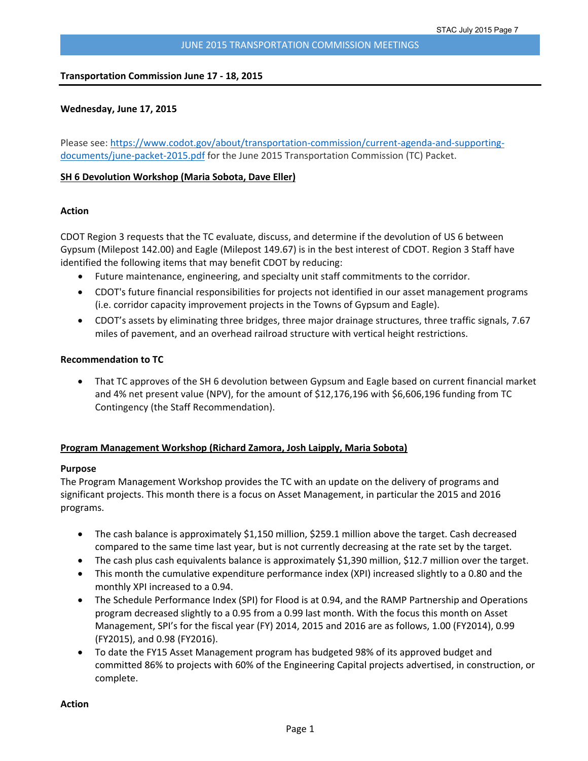JUNE 2015 TRANSPORTATION COMMISSION MEETINGS

**Transportation Commission June 17 - 18, 2015**

**Wednesday, June 17, 2015**

Please see: [https://www.codot.gov/about/transportation-commission/current-agenda-and-supporting-documents/june-packet-2015.pdf](https://www.codot.gov/about/transportation-commission/current-agenda-and-supporting-documents/june-packet-2015.pdf) for the June 2015 Transportation Commission (TC) Packet.

**SH 6 Devolution Workshop (Maria Sobota, Dave Eller)**

**Action**

CDOT Region 3 requests that the TC evaluate, discuss, and determine if the devolution of US 6 between Gypsum (Milepost 142.00) and Eagle (Milepost 149.67) is in the best interest of CDOT. Region 3 Staff have identified the following items that may benefit CDOT by reducing:

- Future maintenance, engineering, and specialty unit staff commitments to the corridor.
- CDOT's future financial responsibilities for projects not identified in our asset management programs (i.e. corridor capacity improvement projects in the Towns of Gypsum and Eagle).
- CDOT's assets by eliminating three bridges, three major drainage structures, three traffic signals, 7.67 miles of pavement, and an overhead railroad structure with vertical height restrictions.

**Recommendation to TC**

- That TC approves of the SH 6 devolution between Gypsum and Eagle based on current financial market and 4% net present value (NPV), for the amount of $12,176,196 with $6,606,196 funding from TC Contingency (the Staff Recommendation).

**Program Management Workshop (Richard Zamora, Josh Laipply, Maria Sobota)**

**Purpose**

The Program Management Workshop provides the TC with an update on the delivery of programs and significant projects. This month there is a focus on Asset Management, in particular the 2015 and 2016 programs.

- The cash balance is approximately $1,150 million, $259.1 million above the target. Cash decreased compared to the same time last year, but is not currently decreasing at the rate set by the target.
- The cash plus cash equivalents balance is approximately $1,390 million, $12.7 million over the target.
- This month the cumulative expenditure performance index (XPI) increased slightly to a 0.80 and the monthly XPI increased to a 0.94.
- The Schedule Performance Index (SPI) for Flood is at 0.94, and the RAMP Partnership and Operations program decreased slightly to a 0.95 from a 0.99 last month. With the focus this month on Asset Management, SPI's for the fiscal year (FY) 2014, 2015 and 2016 are as follows, 1.00 (FY2014), 0.99 (FY2015), and 0.98 (FY2016).
- To date the FY15 Asset Management program has budgeted 98% of its approved budget and committed 86% to projects with 60% of the Engineering Capital projects advertised, in construction, or complete.

**Action**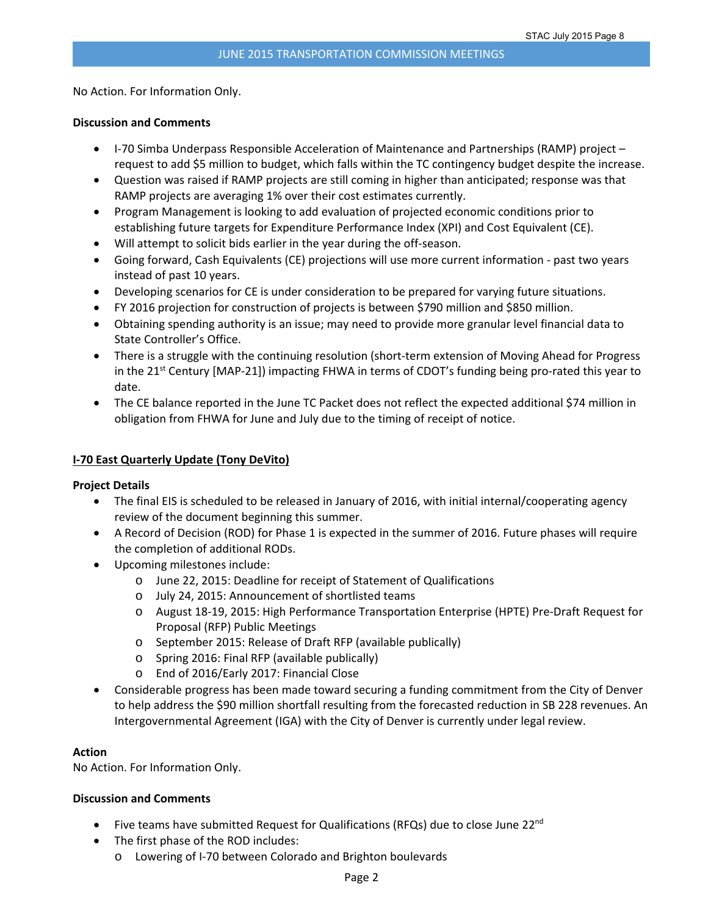No Action. For Information Only.

**Discussion and Comments**

- I-70 Simba Underpass Responsible Acceleration of Maintenance and Partnerships (RAMP) project – request to add $5 million to budget, which falls within the TC contingency budget despite the increase.
- Question was raised if RAMP projects are still coming in higher than anticipated; response was that RAMP projects are averaging 1% over their cost estimates currently.
- Program Management is looking to add evaluation of projected economic conditions prior to establishing future targets for Expenditure Performance Index (XPI) and Cost Equivalent (CE).
- Will attempt to solicit bids earlier in the year during the off-season.
- Going forward, Cash Equivalents (CE) projections will use more current information - past two years instead of past 10 years.
- Developing scenarios for CE is under consideration to be prepared for varying future situations.
- FY 2016 projection for construction of projects is between $790 million and $850 million.
- Obtaining spending authority is an issue; may need to provide more granular level financial data to State Controller's Office.
- There is a struggle with the continuing resolution (short-term extension of Moving Ahead for Progress in the 21st Century [MAP-21]) impacting FHWA in terms of CDOT's funding being pro-rated this year to date.
- The CE balance reported in the June TC Packet does not reflect the expected additional $74 million in obligation from FHWA for June and July due to the timing of receipt of notice.

**I-70 East Quarterly Update (Tony DeVito)**

**Project Details**

- The final EIS is scheduled to be released in January of 2016, with initial internal/cooperating agency review of the document beginning this summer.
- A Record of Decision (ROD) for Phase 1 is expected in the summer of 2016. Future phases will require the completion of additional RODs.
- Upcoming milestones include:
  - June 22, 2015: Deadline for receipt of Statement of Qualifications
  - July 24, 2015: Announcement of shortlisted teams
  - August 18-19, 2015: High Performance Transportation Enterprise (HPTE) Pre-Draft Request for Proposal (RFP) Public Meetings
  - September 2015: Release of Draft RFP (available publically)
  - Spring 2016: Final RFP (available publically)
  - End of 2016/Early 2017: Financial Close
- Considerable progress has been made toward securing a funding commitment from the City of Denver to help address the $90 million shortfall resulting from the forecasted reduction in SB 228 revenues. An Intergovernmental Agreement (IGA) with the City of Denver is currently under legal review.

**Action**

No Action. For Information Only.

**Discussion and Comments**

- Five teams have submitted Request for Qualifications (RFQs) due to close June 22nd
- The first phase of the ROD includes:
  - Lowering of I-70 between Colorado and Brighton boulevards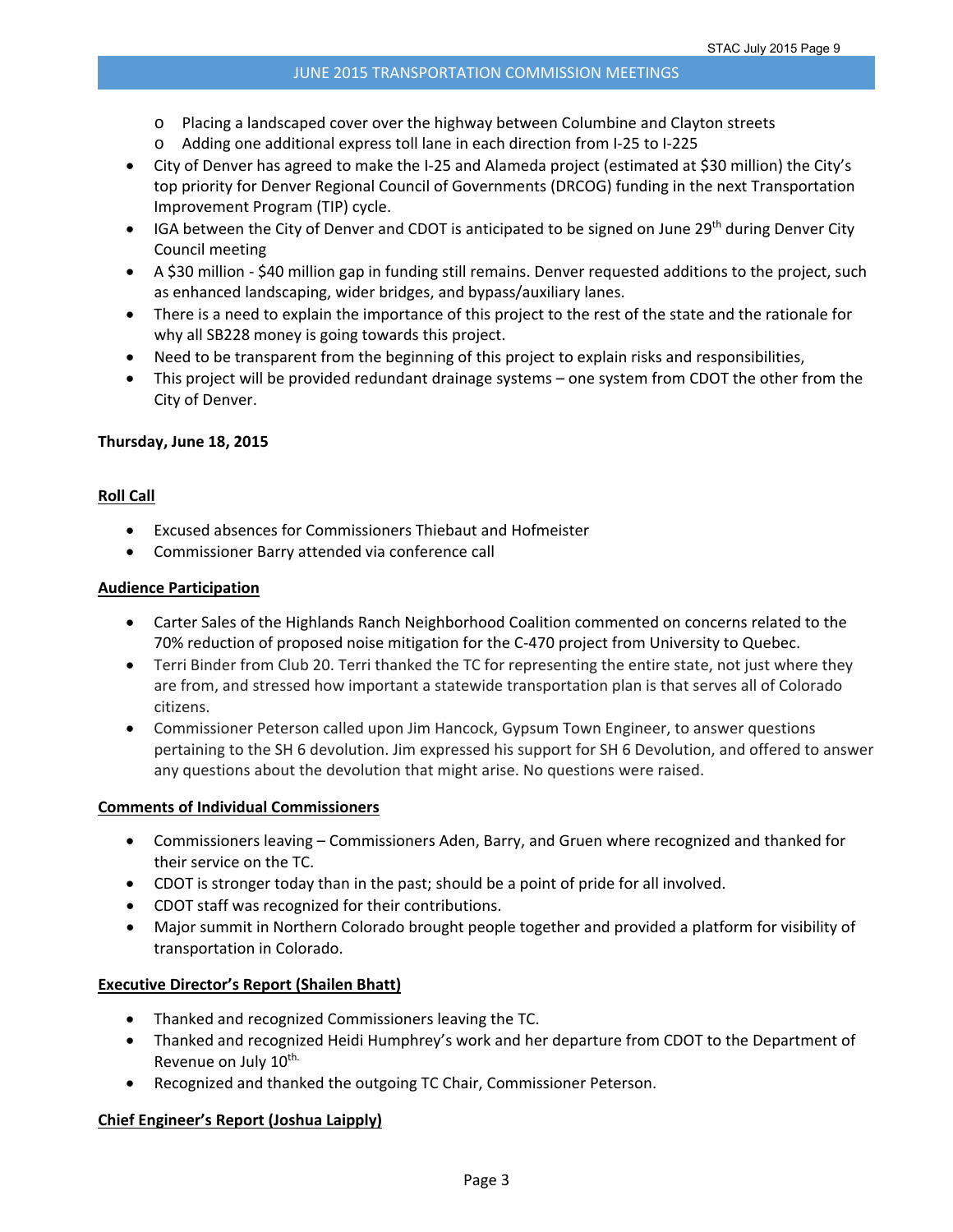- Placing a landscaped cover over the highway between Columbine and Clayton streets
- Adding one additional express toll lane in each direction from I-25 to I-225

- City of Denver has agreed to make the I-25 and Alameda project (estimated at $30 million) the City's top priority for Denver Regional Council of Governments (DRCOG) funding in the next Transportation Improvement Program (TIP) cycle.
- IGA between the City of Denver and CDOT is anticipated to be signed on June 29th during Denver City Council meeting
- A $30 million - $40 million gap in funding still remains. Denver requested additions to the project, such as enhanced landscaping, wider bridges, and bypass/auxiliary lanes.
- There is a need to explain the importance of this project to the rest of the state and the rationale for why all SB228 money is going towards this project.
- Need to be transparent from the beginning of this project to explain risks and responsibilities,
- This project will be provided redundant drainage systems – one system from CDOT the other from the City of Denver.

**Thursday, June 18, 2015**

**Roll Call**

- Excused absences for Commissioners Thiebaut and Hofmeister
- Commissioner Barry attended via conference call

**Audience Participation**

- Carter Sales of the Highlands Ranch Neighborhood Coalition commented on concerns related to the 70% reduction of proposed noise mitigation for the C-470 project from University to Quebec.
- Terri Binder from Club 20. Terri thanked the TC for representing the entire state, not just where they are from, and stressed how important a statewide transportation plan is that serves all of Colorado citizens.
- Commissioner Peterson called upon Jim Hancock, Gypsum Town Engineer, to answer questions pertaining to the SH 6 devolution. Jim expressed his support for SH 6 Devolution, and offered to answer any questions about the devolution that might arise. No questions were raised.

**Comments of Individual Commissioners**

- Commissioners leaving – Commissioners Aden, Barry, and Gruen where recognized and thanked for their service on the TC.
- CDOT is stronger today than in the past; should be a point of pride for all involved.
- CDOT staff was recognized for their contributions.
- Major summit in Northern Colorado brought people together and provided a platform for visibility of transportation in Colorado.

**Executive Director's Report (Shailen Bhatt)**

- Thanked and recognized Commissioners leaving the TC.
- Thanked and recognized Heidi Humphrey's work and her departure from CDOT to the Department of Revenue on July 10th.
- Recognized and thanked the outgoing TC Chair, Commissioner Peterson.

**Chief Engineer's Report (Joshua Laipply)**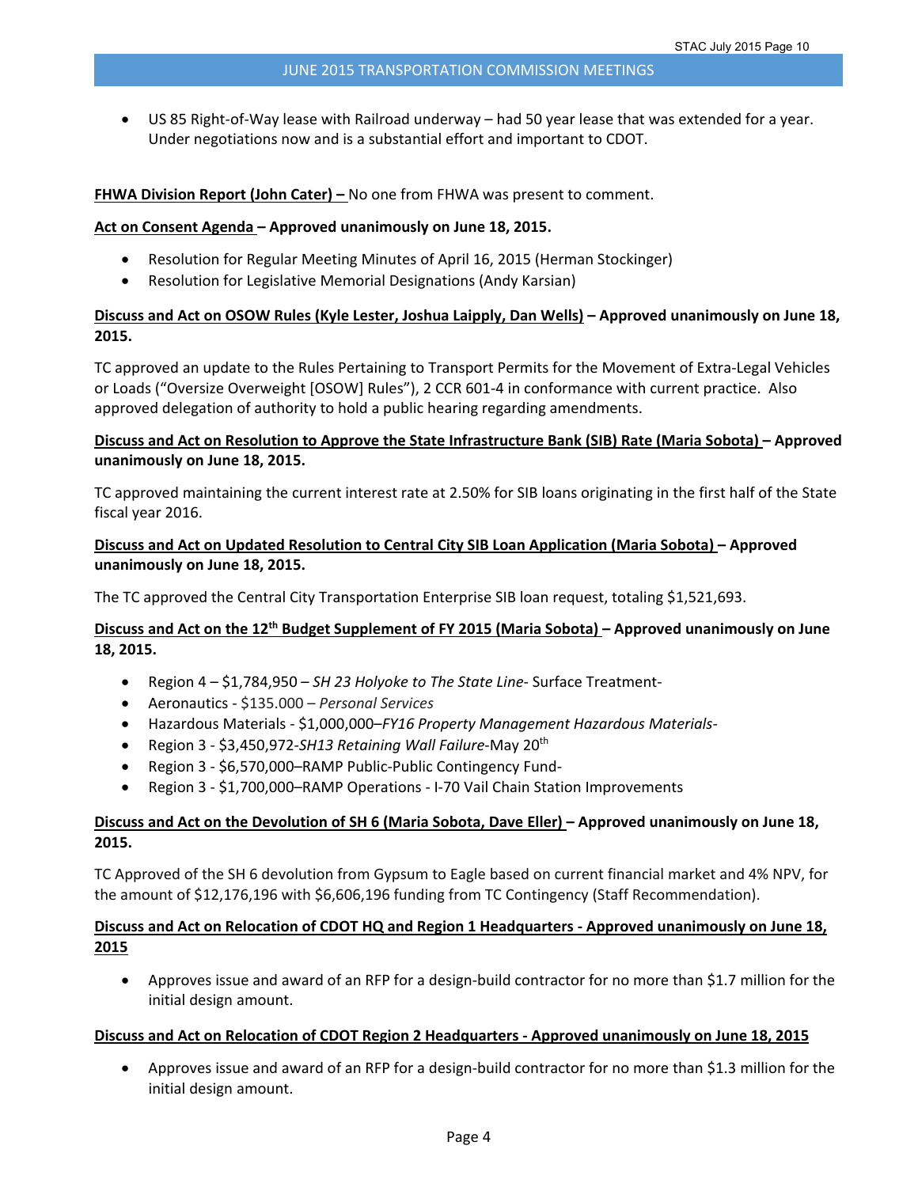- US 85 Right-of-Way lease with Railroad underway – had 50 year lease that was extended for a year. Under negotiations now and is a substantial effort and important to CDOT.

**FHWA Division Report (John Cater) –** No one from FHWA was present to comment.

**Act on Consent Agenda – Approved unanimously on June 18, 2015.**

- Resolution for Regular Meeting Minutes of April 16, 2015 (Herman Stockinger)
- Resolution for Legislative Memorial Designations (Andy Karsian)

**Discuss and Act on OSOW Rules (Kyle Lester, Joshua Laipply, Dan Wells) – Approved unanimously on June 18, 2015.**

TC approved an update to the Rules Pertaining to Transport Permits for the Movement of Extra-Legal Vehicles or Loads ("Oversize Overweight [OSOW] Rules"), 2 CCR 601-4 in conformance with current practice. Also approved delegation of authority to hold a public hearing regarding amendments.

**Discuss and Act on Resolution to Approve the State Infrastructure Bank (SIB) Rate (Maria Sobota) – Approved unanimously on June 18, 2015.**

TC approved maintaining the current interest rate at 2.50% for SIB loans originating in the first half of the State fiscal year 2016.

**Discuss and Act on Updated Resolution to Central City SIB Loan Application (Maria Sobota) – Approved unanimously on June 18, 2015.**

The TC approved the Central City Transportation Enterprise SIB loan request, totaling $1,521,693.

**Discuss and Act on the 12th Budget Supplement of FY 2015 (Maria Sobota) – Approved unanimously on June 18, 2015.**

- Region 4 – $1,784,950 – *SH 23 Holyoke to The State Line*- Surface Treatment-
- Aeronautics - $135.000 – *Personal Services*
- Hazardous Materials - $1,000,000–*FY16 Property Management Hazardous Materials*-
- Region 3 - $3,450,972-*SH13 Retaining Wall Failure*-May 20th
- Region 3 - $6,570,000–RAMP Public-Public Contingency Fund-
- Region 3 - $1,700,000–RAMP Operations - I-70 Vail Chain Station Improvements

**Discuss and Act on the Devolution of SH 6 (Maria Sobota, Dave Eller) – Approved unanimously on June 18, 2015.**

TC Approved of the SH 6 devolution from Gypsum to Eagle based on current financial market and 4% NPV, for the amount of $12,176,196 with $6,606,196 funding from TC Contingency (Staff Recommendation).

**Discuss and Act on Relocation of CDOT HQ and Region 1 Headquarters - Approved unanimously on June 18, 2015**

- Approves issue and award of an RFP for a design-build contractor for no more than $1.7 million for the initial design amount.

**Discuss and Act on Relocation of CDOT Region 2 Headquarters - Approved unanimously on June 18, 2015**

- Approves issue and award of an RFP for a design-build contractor for no more than $1.3 million for the initial design amount.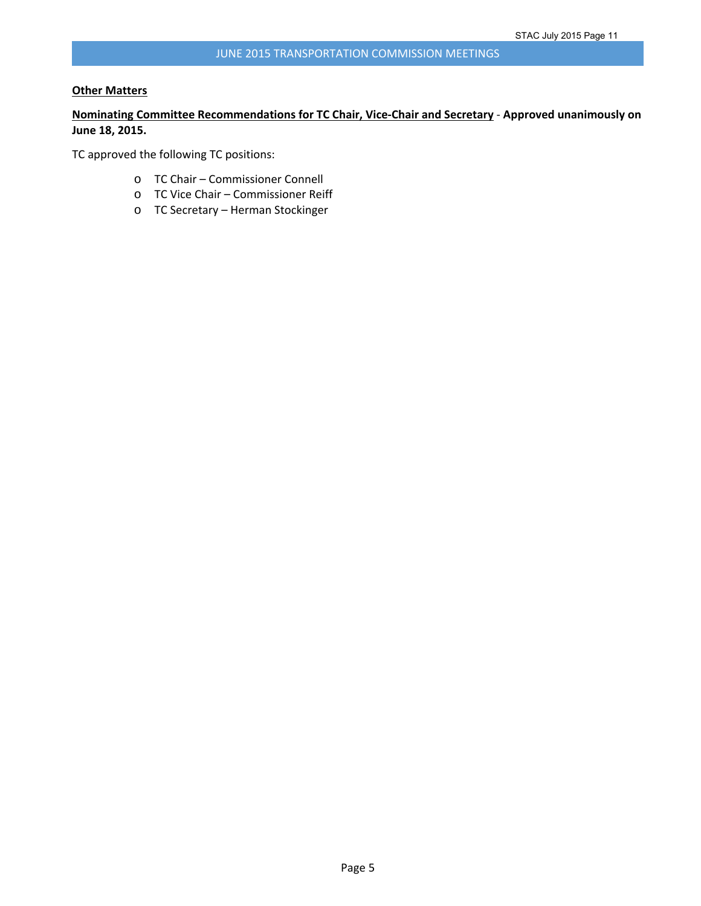## Other Matters

**Nominating Committee Recommendations for TC Chair, Vice-Chair and Secretary - Approved unanimously on June 18, 2015.**

TC approved the following TC positions:

- TC Chair – Commissioner Connell
- TC Vice Chair – Commissioner Reiff
- TC Secretary – Herman Stockinger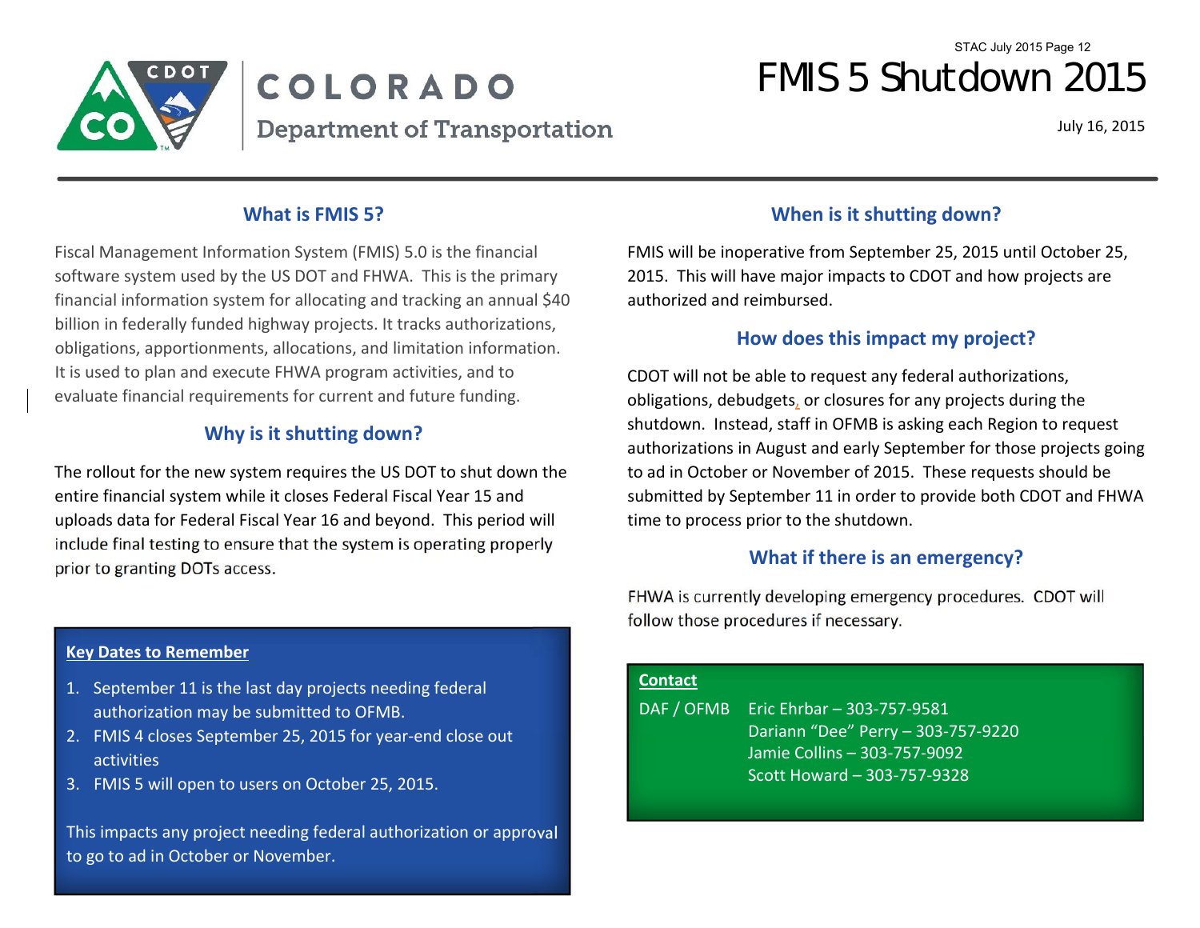COLORADO

Department of Transportation

# FMIS 5 Shutdown 2015

July 16, 2015

## What is FMIS 5?

Fiscal Management Information System (FMIS) 5.0 is the financial software system used by the US DOT and FHWA. This is the primary financial information system for allocating and tracking an annual $40 billion in federally funded highway projects. It tracks authorizations, obligations, apportionments, allocations, and limitation information. It is used to plan and execute FHWA program activities, and to evaluate financial requirements for current and future funding.

## Why is it shutting down?

The rollout for the new system requires the US DOT to shut down the entire financial system while it closes Federal Fiscal Year 15 and uploads data for Federal Fiscal Year 16 and beyond. This period will include final testing to ensure that the system is operating properly prior to granting DOTs access.

**Key Dates to Remember**

1. September 11 is the last day projects needing federal authorization may be submitted to OFMB.
2. FMIS 4 closes September 25, 2015 for year-end close out activities
3. FMIS 5 will open to users on October 25, 2015.

This impacts any project needing federal authorization or approval to go to ad in October or November.

## When is it shutting down?

FMIS will be inoperative from September 25, 2015 until October 25, 2015. This will have major impacts to CDOT and how projects are authorized and reimbursed.

## How does this impact my project?

CDOT will not be able to request any federal authorizations, obligations, debudgets, or closures for any projects during the shutdown. Instead, staff in OFMB is asking each Region to request authorizations in August and early September for those projects going to ad in October or November of 2015. These requests should be submitted by September 11 in order to provide both CDOT and FHWA time to process prior to the shutdown.

## What if there is an emergency?

FHWA is currently developing emergency procedures. CDOT will follow those procedures if necessary.

**Contact**

DAF / OFMB
- Eric Ehrbar – 303-757-9581
- Dariann "Dee" Perry – 303-757-9220
- Jamie Collins – 303-757-9092
- Scott Howard – 303-757-9328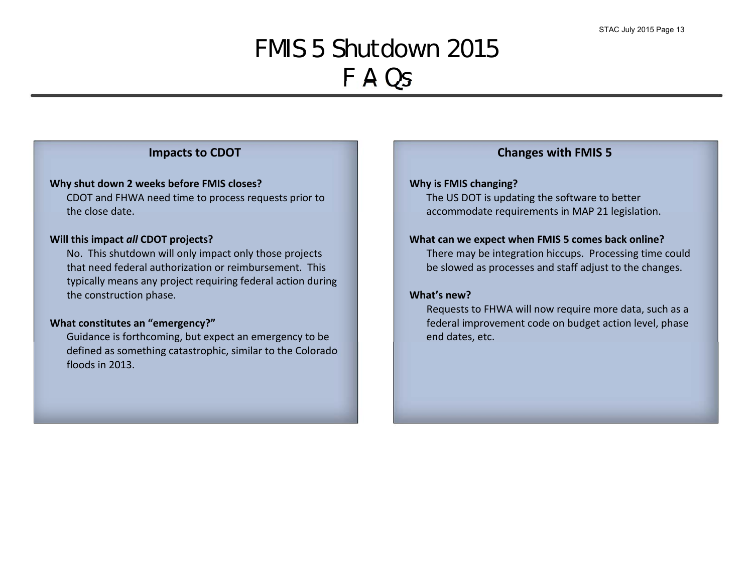# FMIS 5 Shutdown 2015
# F A Qs

## Impacts to CDOT

**Why shut down 2 weeks before FMIS closes?**
CDOT and FHWA need time to process requests prior to the close date.

**Will this impact *all* CDOT projects?**
No. This shutdown will only impact only those projects that need federal authorization or reimbursement. This typically means any project requiring federal action during the construction phase.

**What constitutes an "emergency?"**
Guidance is forthcoming, but expect an emergency to be defined as something catastrophic, similar to the Colorado floods in 2013.

## Changes with FMIS 5

**Why is FMIS changing?**
The US DOT is updating the software to better accommodate requirements in MAP 21 legislation.

**What can we expect when FMIS 5 comes back online?**
There may be integration hiccups. Processing time could be slowed as processes and staff adjust to the changes.

**What's new?**
Requests to FHWA will now require more data, such as a federal improvement code on budget action level, phase end dates, etc.